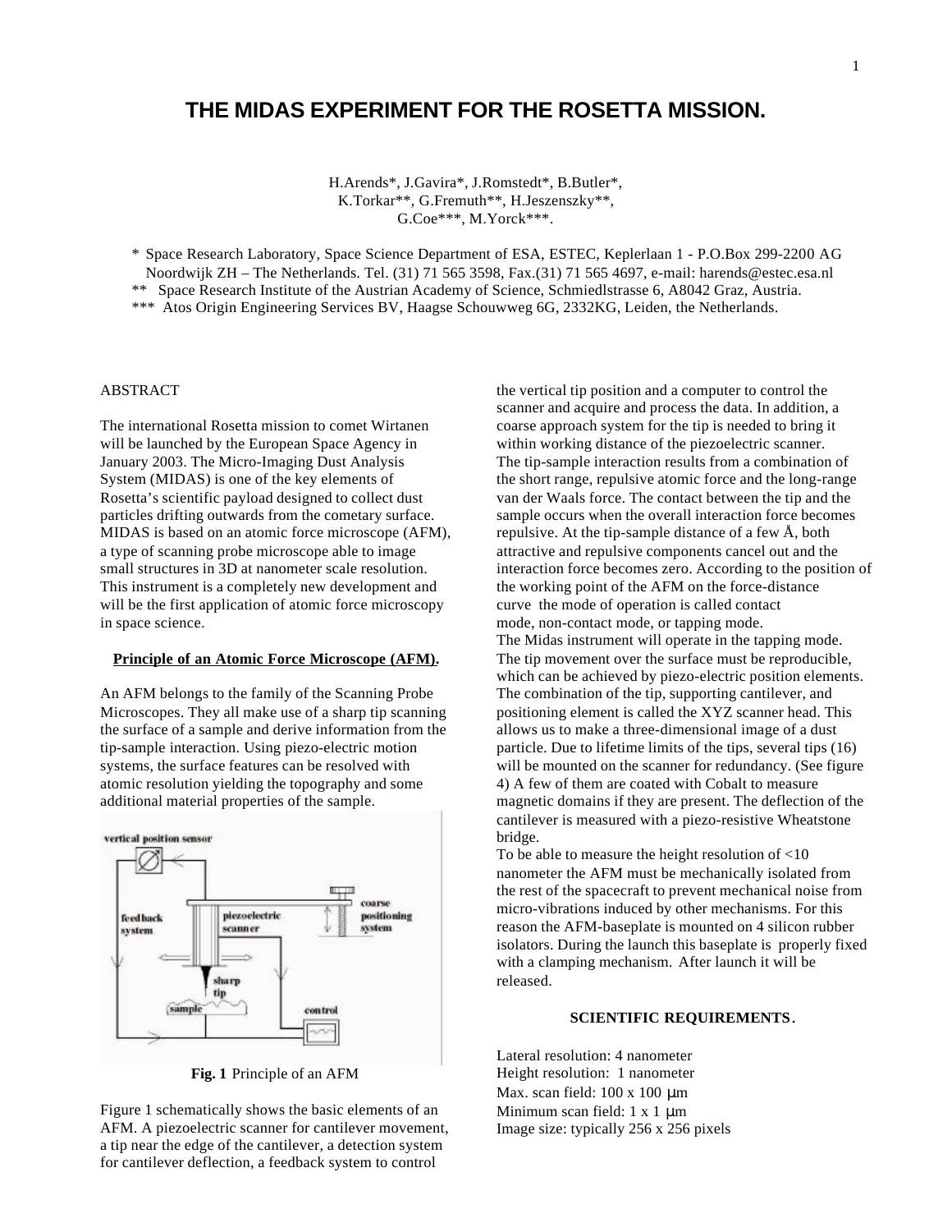# THE MIDAS EXPERIMENT FOR THE ROSETTA MISSION.

H.Arends*, J.Gavira*, J.Romstedt*, B.Butler*,
K.Torkar**, G.Fremuth**, H.Jeszenszky**,
G.Coe***, M.Yorck***.

\* Space Research Laboratory, Space Science Department of ESA, ESTEC, Keplerlaan 1 - P.O.Box 299-2200 AG Noordwijk ZH – The Netherlands. Tel. (31) 71 565 3598, Fax.(31) 71 565 4697, e-mail: harends@estec.esa.nl

\*\* Space Research Institute of the Austrian Academy of Science, Schmiedlstrasse 6, A8042 Graz, Austria.

\*\*\* Atos Origin Engineering Services BV, Haagse Schouwweg 6G, 2332KG, Leiden, the Netherlands.

## ABSTRACT

The international Rosetta mission to comet Wirtanen will be launched by the European Space Agency in January 2003. The Micro-Imaging Dust Analysis System (MIDAS) is one of the key elements of Rosetta's scientific payload designed to collect dust particles drifting outwards from the cometary surface. MIDAS is based on an atomic force microscope (AFM), a type of scanning probe microscope able to image small structures in 3D at nanometer scale resolution. This instrument is a completely new development and will be the first application of atomic force microscopy in space science.

## Principle of an Atomic Force Microscope (AFM).

An AFM belongs to the family of the Scanning Probe Microscopes. They all make use of a sharp tip scanning the surface of a sample and derive information from the tip-sample interaction. Using piezo-electric motion systems, the surface features can be resolved with atomic resolution yielding the topography and some additional material properties of the sample.

**Fig. 1** Principle of an AFM

Figure 1 schematically shows the basic elements of an AFM. A piezoelectric scanner for cantilever movement, a tip near the edge of the cantilever, a detection system for cantilever deflection, a feedback system to control the vertical tip position and a computer to control the scanner and acquire and process the data. In addition, a coarse approach system for the tip is needed to bring it within working distance of the piezoelectric scanner.
The tip-sample interaction results from a combination of the short range, repulsive atomic force and the long-range van der Waals force. The contact between the tip and the sample occurs when the overall interaction force becomes repulsive. At the tip-sample distance of a few Å, both attractive and repulsive components cancel out and the interaction force becomes zero. According to the position of the working point of the AFM on the force-distance curve the mode of operation is called contact mode, non-contact mode, or tapping mode.
The Midas instrument will operate in the tapping mode. The tip movement over the surface must be reproducible, which can be achieved by piezo-electric position elements. The combination of the tip, supporting cantilever, and positioning element is called the XYZ scanner head. This allows us to make a three-dimensional image of a dust particle. Due to lifetime limits of the tips, several tips (16) will be mounted on the scanner for redundancy. (See figure 4) A few of them are coated with Cobalt to measure magnetic domains if they are present. The deflection of the cantilever is measured with a piezo-resistive Wheatstone bridge.
To be able to measure the height resolution of <10 nanometer the AFM must be mechanically isolated from the rest of the spacecraft to prevent mechanical noise from micro-vibrations induced by other mechanisms. For this reason the AFM-baseplate is mounted on 4 silicon rubber isolators. During the launch this baseplate is properly fixed with a clamping mechanism. After launch it will be released.

## SCIENTIFIC REQUIREMENTS.

Lateral resolution: 4 nanometer
Height resolution: 1 nanometer
Max. scan field: 100 x 100 µm
Minimum scan field: 1 x 1 µm
Image size: typically 256 x 256 pixels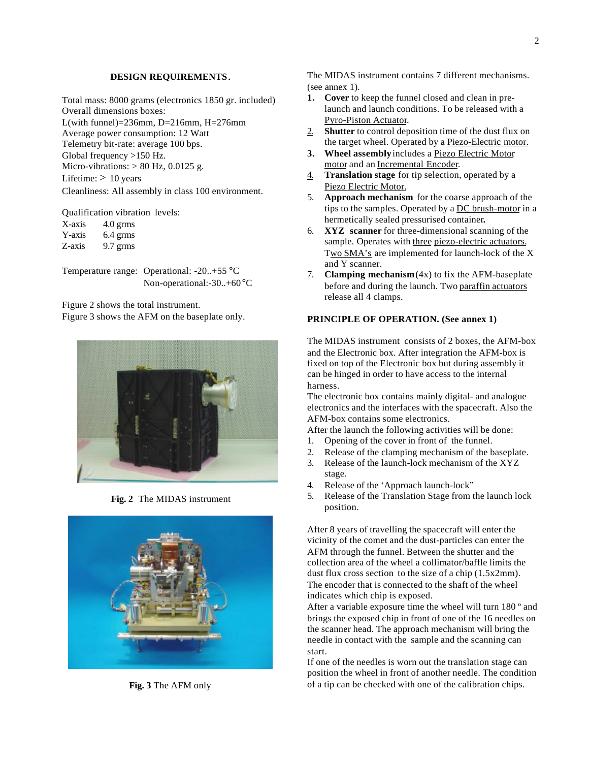## DESIGN REQUIREMENTS.

Total mass: 8000 grams (electronics 1850 gr. included)
Overall dimensions boxes:
L(with funnel)=236mm, D=216mm, H=276mm
Average power consumption: 12 Watt
Telemetry bit-rate: average 100 bps.
Global frequency >150 Hz.
Micro-vibrations: > 80 Hz, 0.0125 g.
Lifetime: > 10 years
Cleanliness: All assembly in class 100 environment.

Qualification vibration levels:

| | |
|---|---|
| X-axis | 4.0 grms |
| Y-axis | 6.4 grms |
| Z-axis | 9.7 grms |

Temperature range: Operational: -20..+55 °C
Non-operational:-30..+60 °C

Figure 2 shows the total instrument.
Figure 3 shows the AFM on the baseplate only.

**Fig. 2** The MIDAS instrument

**Fig. 3** The AFM only

The MIDAS instrument contains 7 different mechanisms. (see annex 1).

1. **Cover** to keep the funnel closed and clean in pre-launch and launch conditions. To be released with a Pyro-Piston Actuator.
2. **Shutter** to control deposition time of the dust flux on the target wheel. Operated by a Piezo-Electric motor.
3. **Wheel assembly** includes a Piezo Electric Motor motor and an Incremental Encoder.
4. **Translation stage** for tip selection, operated by a Piezo Electric Motor.
5. **Approach mechanism** for the coarse approach of the tips to the samples. Operated by a DC brush-motor in a hermetically sealed pressurised container.
6. **XYZ scanner** for three-dimensional scanning of the sample. Operates with three piezo-electric actuators. Two SMA's are implemented for launch-lock of the X and Y scanner.
7. **Clamping mechanism** (4x) to fix the AFM-baseplate before and during the launch. Two paraffin actuators release all 4 clamps.

## PRINCIPLE OF OPERATION. (See annex 1)

The MIDAS instrument consists of 2 boxes, the AFM-box and the Electronic box. After integration the AFM-box is fixed on top of the Electronic box but during assembly it can be hinged in order to have access to the internal harness.
The electronic box contains mainly digital- and analogue electronics and the interfaces with the spacecraft. Also the AFM-box contains some electronics.
After the launch the following activities will be done:

1. Opening of the cover in front of the funnel.
2. Release of the clamping mechanism of the baseplate.
3. Release of the launch-lock mechanism of the XYZ stage.
4. Release of the 'Approach launch-lock"
5. Release of the Translation Stage from the launch lock position.

After 8 years of travelling the spacecraft will enter the vicinity of the comet and the dust-particles can enter the AFM through the funnel. Between the shutter and the collection area of the wheel a collimator/baffle limits the dust flux cross section to the size of a chip (1.5x2mm). The encoder that is connected to the shaft of the wheel indicates which chip is exposed.
After a variable exposure time the wheel will turn 180 º and brings the exposed chip in front of one of the 16 needles on the scanner head. The approach mechanism will bring the needle in contact with the sample and the scanning can start.
If one of the needles is worn out the translation stage can position the wheel in front of another needle. The condition of a tip can be checked with one of the calibration chips.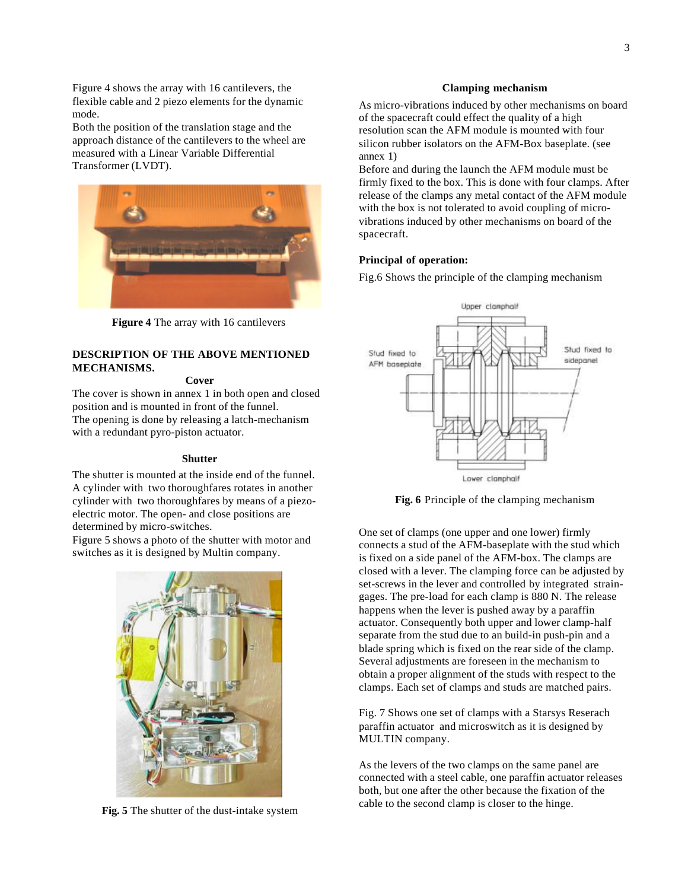Figure 4 shows the array with 16 cantilevers, the flexible cable and 2 piezo elements for the dynamic mode.

Both the position of the translation stage and the approach distance of the cantilevers to the wheel are measured with a Linear Variable Differential Transformer (LVDT).

**Figure 4** The array with 16 cantilevers

## DESCRIPTION OF THE ABOVE MENTIONED MECHANISMS.

### Cover

The cover is shown in annex 1 in both open and closed position and is mounted in front of the funnel.

The opening is done by releasing a latch-mechanism with a redundant pyro-piston actuator.

### Shutter

The shutter is mounted at the inside end of the funnel. A cylinder with two thoroughfares rotates in another cylinder with two thoroughfares by means of a piezo-electric motor. The open- and close positions are determined by micro-switches.

Figure 5 shows a photo of the shutter with motor and switches as it is designed by Multin company.

**Fig. 5** The shutter of the dust-intake system

### Clamping mechanism

As micro-vibrations induced by other mechanisms on board of the spacecraft could effect the quality of a high resolution scan the AFM module is mounted with four silicon rubber isolators on the AFM-Box baseplate. (see annex 1)

Before and during the launch the AFM module must be firmly fixed to the box. This is done with four clamps. After release of the clamps any metal contact of the AFM module with the box is not tolerated to avoid coupling of micro-vibrations induced by other mechanisms on board of the spacecraft.

**Principal of operation:**

Fig.6 Shows the principle of the clamping mechanism

**Fig. 6** Principle of the clamping mechanism

One set of clamps (one upper and one lower) firmly connects a stud of the AFM-baseplate with the stud which is fixed on a side panel of the AFM-box. The clamps are closed with a lever. The clamping force can be adjusted by set-screws in the lever and controlled by integrated strain-gages. The pre-load for each clamp is 880 N. The release happens when the lever is pushed away by a paraffin actuator. Consequently both upper and lower clamp-half separate from the stud due to an build-in push-pin and a blade spring which is fixed on the rear side of the clamp. Several adjustments are foreseen in the mechanism to obtain a proper alignment of the studs with respect to the clamps. Each set of clamps and studs are matched pairs.

Fig. 7 Shows one set of clamps with a Starsys Reserach paraffin actuator and microswitch as it is designed by MULTIN company.

As the levers of the two clamps on the same panel are connected with a steel cable, one paraffin actuator releases both, but one after the other because the fixation of the cable to the second clamp is closer to the hinge.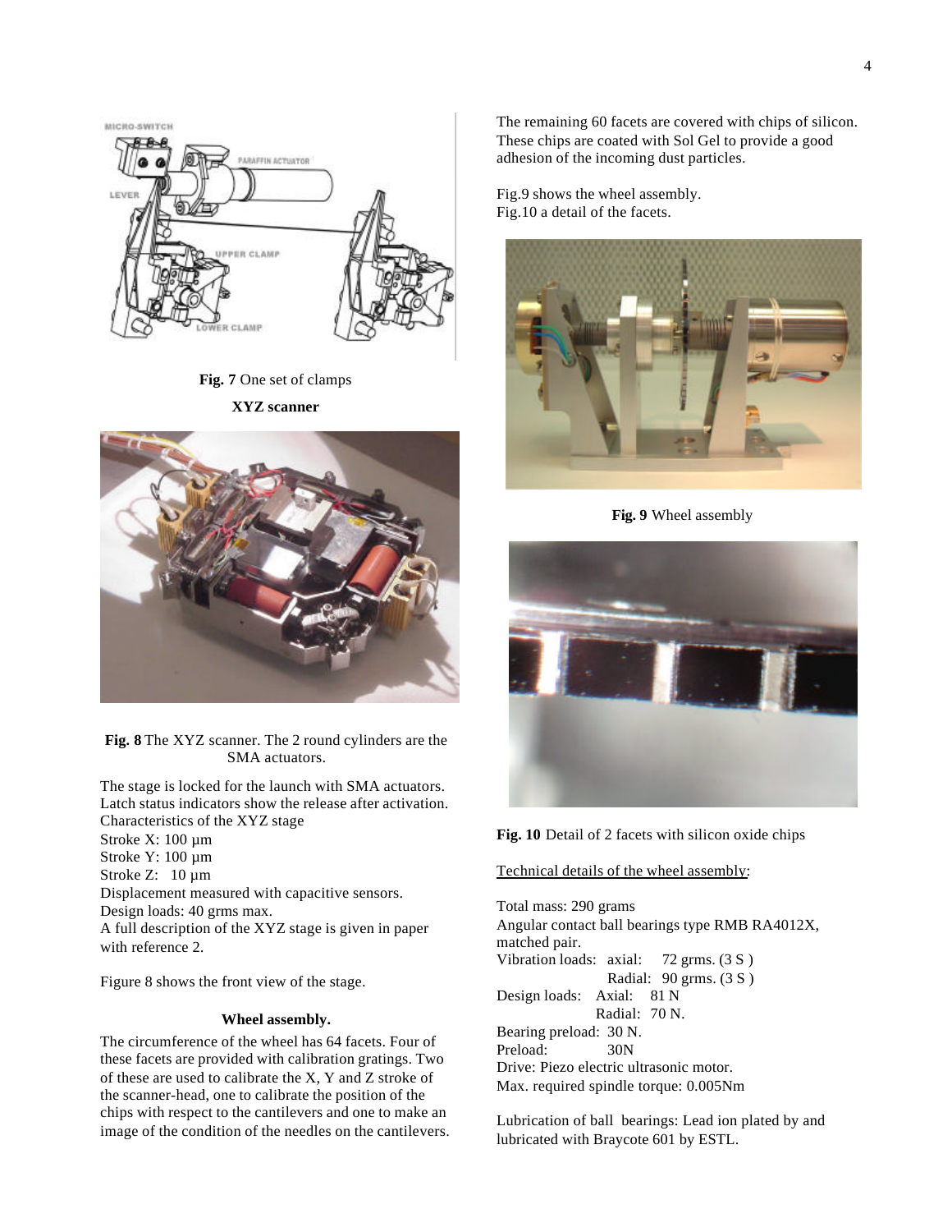**Fig. 7** One set of clamps

**XYZ scanner**

**Fig. 8** The XYZ scanner. The 2 round cylinders are the SMA actuators.

The stage is locked for the launch with SMA actuators. Latch status indicators show the release after activation.
Characteristics of the XYZ stage
Stroke X: 100 µm
Stroke Y: 100 µm
Stroke Z: 10 µm
Displacement measured with capacitive sensors.
Design loads: 40 grms max.
A full description of the XYZ stage is given in paper with reference 2.

Figure 8 shows the front view of the stage.

### Wheel assembly.

The circumference of the wheel has 64 facets. Four of these facets are provided with calibration gratings. Two of these are used to calibrate the X, Y and Z stroke of the scanner-head, one to calibrate the position of the chips with respect to the cantilevers and one to make an image of the condition of the needles on the cantilevers.

The remaining 60 facets are covered with chips of silicon. These chips are coated with Sol Gel to provide a good adhesion of the incoming dust particles.

Fig.9 shows the wheel assembly.
Fig.10 a detail of the facets.

**Fig. 9** Wheel assembly

**Fig. 10** Detail of 2 facets with silicon oxide chips

<u>Technical details of the wheel assembly</u>:

Total mass: 290 grams
Angular contact ball bearings type RMB RA4012X, matched pair.
Vibration loads: axial: 72 grms. (3 S )
Radial: 90 grms. (3 S )
Design loads: Axial: 81 N
Radial: 70 N.
Bearing preload: 30 N.
Preload: 30N
Drive: Piezo electric ultrasonic motor.
Max. required spindle torque: 0.005Nm

Lubrication of ball bearings: Lead ion plated by and lubricated with Braycote 601 by ESTL.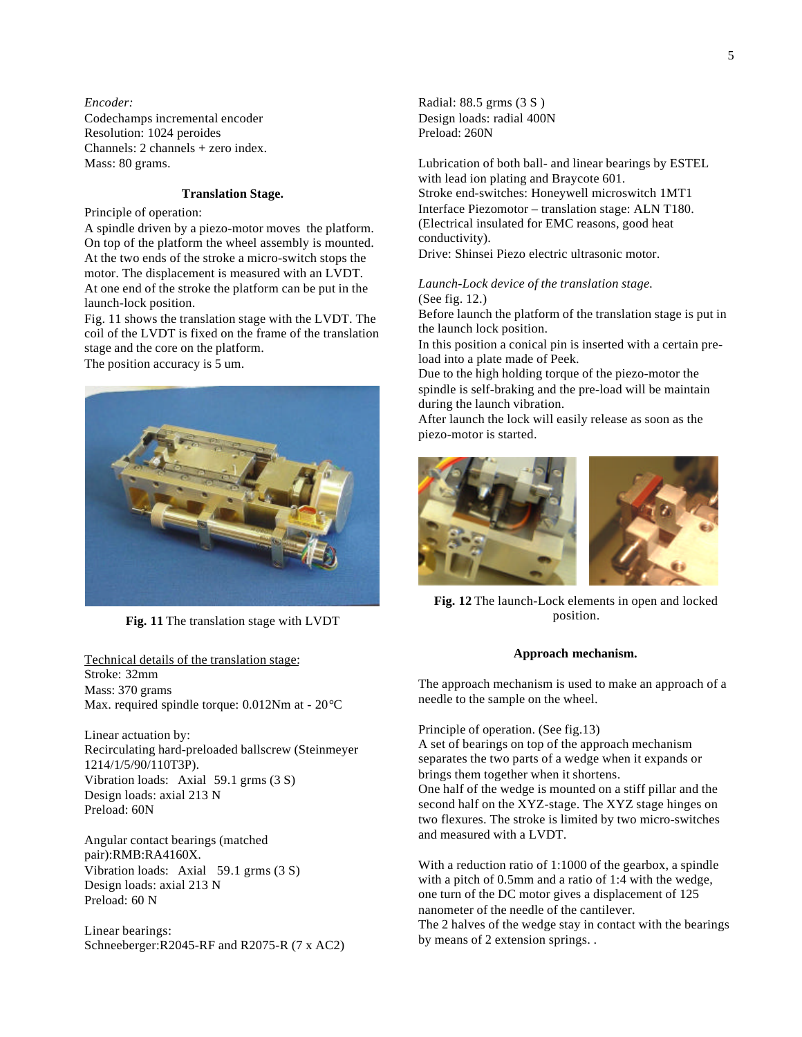*Encoder:*
Codechamps incremental encoder
Resolution: 1024 peroides
Channels: 2 channels + zero index.
Mass: 80 grams.

### Translation Stage.

Principle of operation:
A spindle driven by a piezo-motor moves the platform. On top of the platform the wheel assembly is mounted. At the two ends of the stroke a micro-switch stops the motor. The displacement is measured with an LVDT. At one end of the stroke the platform can be put in the launch-lock position.
Fig. 11 shows the translation stage with the LVDT. The coil of the LVDT is fixed on the frame of the translation stage and the core on the platform.
The position accuracy is 5 um.

**Fig. 11** The translation stage with LVDT

Technical details of the translation stage:
Stroke: 32mm
Mass: 370 grams
Max. required spindle torque: 0.012Nm at - 20°C

Linear actuation by:
Recirculating hard-preloaded ballscrew (Steinmeyer 1214/1/5/90/110T3P).
Vibration loads: Axial 59.1 grms (3 S)
Design loads: axial 213 N
Preload: 60N

Angular contact bearings (matched pair):RMB:RA4160X.
Vibration loads: Axial 59.1 grms (3 S)
Design loads: axial 213 N
Preload: 60 N

Linear bearings:
Schneeberger:R2045-RF and R2075-R (7 x AC2)
Radial: 88.5 grms (3 S )
Design loads: radial 400N
Preload: 260N

Lubrication of both ball- and linear bearings by ESTEL with lead ion plating and Braycote 601.
Stroke end-switches: Honeywell microswitch 1MT1
Interface Piezomotor – translation stage: ALN T180. (Electrical insulated for EMC reasons, good heat conductivity).
Drive: Shinsei Piezo electric ultrasonic motor.

*Launch-Lock device of the translation stage.*
(See fig. 12.)
Before launch the platform of the translation stage is put in the launch lock position.
In this position a conical pin is inserted with a certain pre-load into a plate made of Peek.
Due to the high holding torque of the piezo-motor the spindle is self-braking and the pre-load will be maintain during the launch vibration.
After launch the lock will easily release as soon as the piezo-motor is started.

**Fig. 12** The launch-Lock elements in open and locked position.

### Approach mechanism.

The approach mechanism is used to make an approach of a needle to the sample on the wheel.

Principle of operation. (See fig.13)
A set of bearings on top of the approach mechanism separates the two parts of a wedge when it expands or brings them together when it shortens.
One half of the wedge is mounted on a stiff pillar and the second half on the XYZ-stage. The XYZ stage hinges on two flexures. The stroke is limited by two micro-switches and measured with a LVDT.

With a reduction ratio of 1:1000 of the gearbox, a spindle with a pitch of 0.5mm and a ratio of 1:4 with the wedge, one turn of the DC motor gives a displacement of 125 nanometer of the needle of the cantilever.
The 2 halves of the wedge stay in contact with the bearings by means of 2 extension springs. .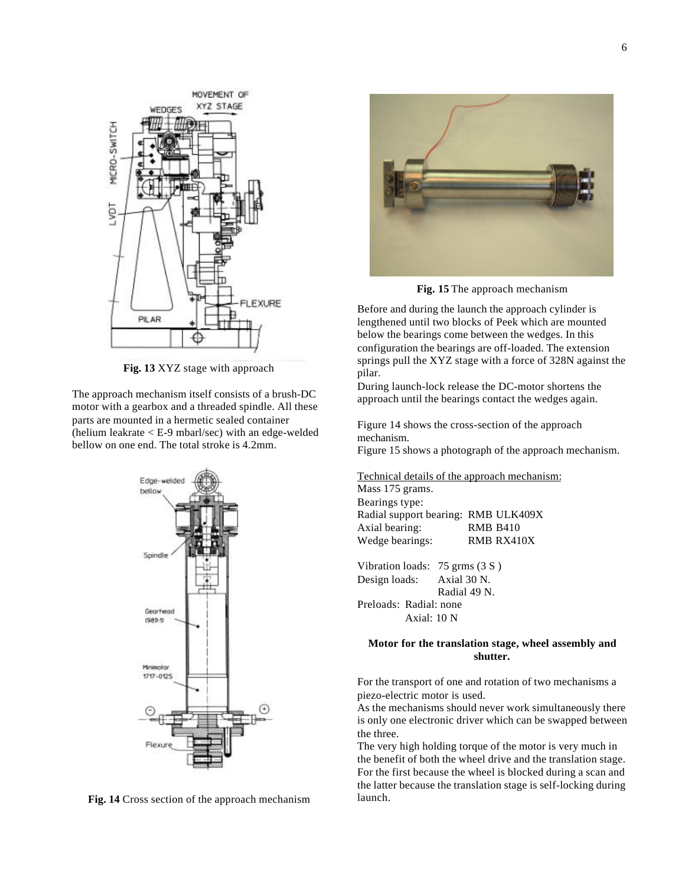Fig. 13 XYZ stage with approach

The approach mechanism itself consists of a brush-DC motor with a gearbox and a threaded spindle. All these parts are mounted in a hermetic sealed container (helium leakrate < E-9 mbarl/sec) with an edge-welded bellow on one end. The total stroke is 4.2mm.

Fig. 14 Cross section of the approach mechanism

Fig. 15 The approach mechanism

Before and during the launch the approach cylinder is lengthened until two blocks of Peek which are mounted below the bearings come between the wedges. In this configuration the bearings are off-loaded. The extension springs pull the XYZ stage with a force of 328N against the pilar.

During launch-lock release the DC-motor shortens the approach until the bearings contact the wedges again.

Figure 14 shows the cross-section of the approach mechanism.

Figure 15 shows a photograph of the approach mechanism.

Technical details of the approach mechanism:

Mass 175 grams.

Bearings type:

Radial support bearing: RMB ULK409X

Axial bearing: RMB B410

Wedge bearings: RMB RX410X

Vibration loads: 75 grms (3 S )

Design loads: Axial 30 N.

Radial 49 N.

Preloads: Radial: none

Axial: 10 N

**Motor for the translation stage, wheel assembly and shutter.**

For the transport of one and rotation of two mechanisms a piezo-electric motor is used.

As the mechanisms should never work simultaneously there is only one electronic driver which can be swapped between the three.

The very high holding torque of the motor is very much in the benefit of both the wheel drive and the translation stage. For the first because the wheel is blocked during a scan and the latter because the translation stage is self-locking during launch.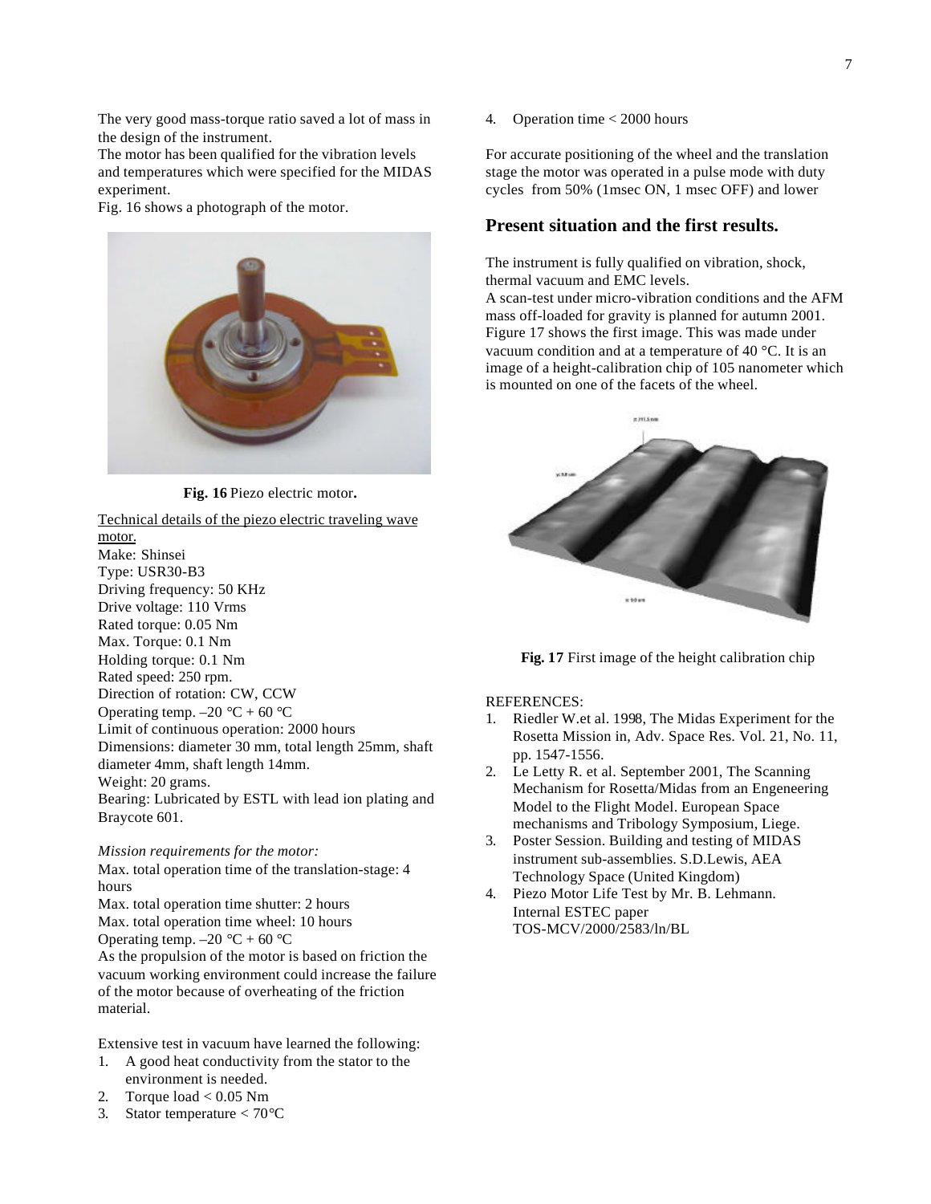The very good mass-torque ratio saved a lot of mass in the design of the instrument.
The motor has been qualified for the vibration levels and temperatures which were specified for the MIDAS experiment.
Fig. 16 shows a photograph of the motor.

**Fig. 16** Piezo electric motor**.**

Technical details of the piezo electric traveling wave motor.
Make: Shinsei
Type: USR30-B3
Driving frequency: 50 KHz
Drive voltage: 110 Vrms
Rated torque: 0.05 Nm
Max. Torque: 0.1 Nm
Holding torque: 0.1 Nm
Rated speed: 250 rpm.
Direction of rotation: CW, CCW
Operating temp. –20 °C + 60 °C
Limit of continuous operation: 2000 hours
Dimensions: diameter 30 mm, total length 25mm, shaft diameter 4mm, shaft length 14mm.
Weight: 20 grams.
Bearing: Lubricated by ESTL with lead ion plating and Braycote 601.

*Mission requirements for the motor:*
Max. total operation time of the translation-stage: 4 hours
Max. total operation time shutter: 2 hours
Max. total operation time wheel: 10 hours
Operating temp. –20 °C + 60 °C
As the propulsion of the motor is based on friction the vacuum working environment could increase the failure of the motor because of overheating of the friction material.

Extensive test in vacuum have learned the following:

1. A good heat conductivity from the stator to the environment is needed.
2. Torque load < 0.05 Nm
3. Stator temperature < 70°C
4. Operation time < 2000 hours

For accurate positioning of the wheel and the translation stage the motor was operated in a pulse mode with duty cycles from 50% (1msec ON, 1 msec OFF) and lower

## Present situation and the first results.

The instrument is fully qualified on vibration, shock, thermal vacuum and EMC levels.
A scan-test under micro-vibration conditions and the AFM mass off-loaded for gravity is planned for autumn 2001.
Figure 17 shows the first image. This was made under vacuum condition and at a temperature of 40 °C. It is an image of a height-calibration chip of 105 nanometer which is mounted on one of the facets of the wheel.

**Fig. 17** First image of the height calibration chip

REFERENCES:

1. Riedler W.et al. 1998, The Midas Experiment for the Rosetta Mission in, Adv. Space Res. Vol. 21, No. 11, pp. 1547-1556.
2. Le Letty R. et al. September 2001, The Scanning Mechanism for Rosetta/Midas from an Engeneering Model to the Flight Model. European Space mechanisms and Tribology Symposium, Liege.
3. Poster Session. Building and testing of MIDAS instrument sub-assemblies. S.D.Lewis, AEA Technology Space (United Kingdom)
4. Piezo Motor Life Test by Mr. B. Lehmann. Internal ESTEC paper TOS-MCV/2000/2583/ln/BL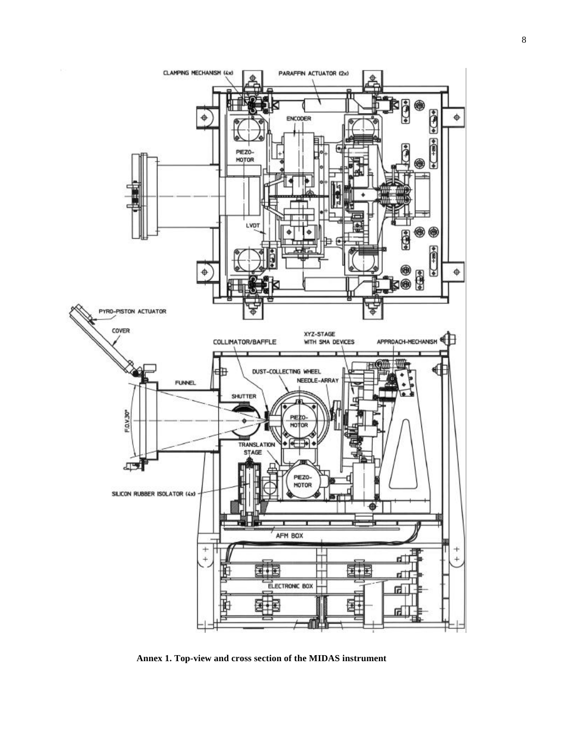CLAMPING MECHANISM (4x)

PARAFFIN ACTUATOR (2x)

ENCODER

PIEZO-MOTOR

LVDT

PYRO-PISTON ACTUATOR

COVER

COLLIMATOR/BAFFLE

XYZ-STAGE WITH SMA DEVICES

APPROACH-MECHANISM

DUST-COLLECTING WHEEL

NEEDLE-ARRAY

FUNNEL

SHUTTER

F.O.V.30°

PIEZO-MOTOR

TRANSLATION STAGE

PIEZO-MOTOR

SILICON RUBBER ISOLATOR (4x)

AFM BOX

ELECTRONIC BOX

**Annex 1. Top-view and cross section of the MIDAS instrument**